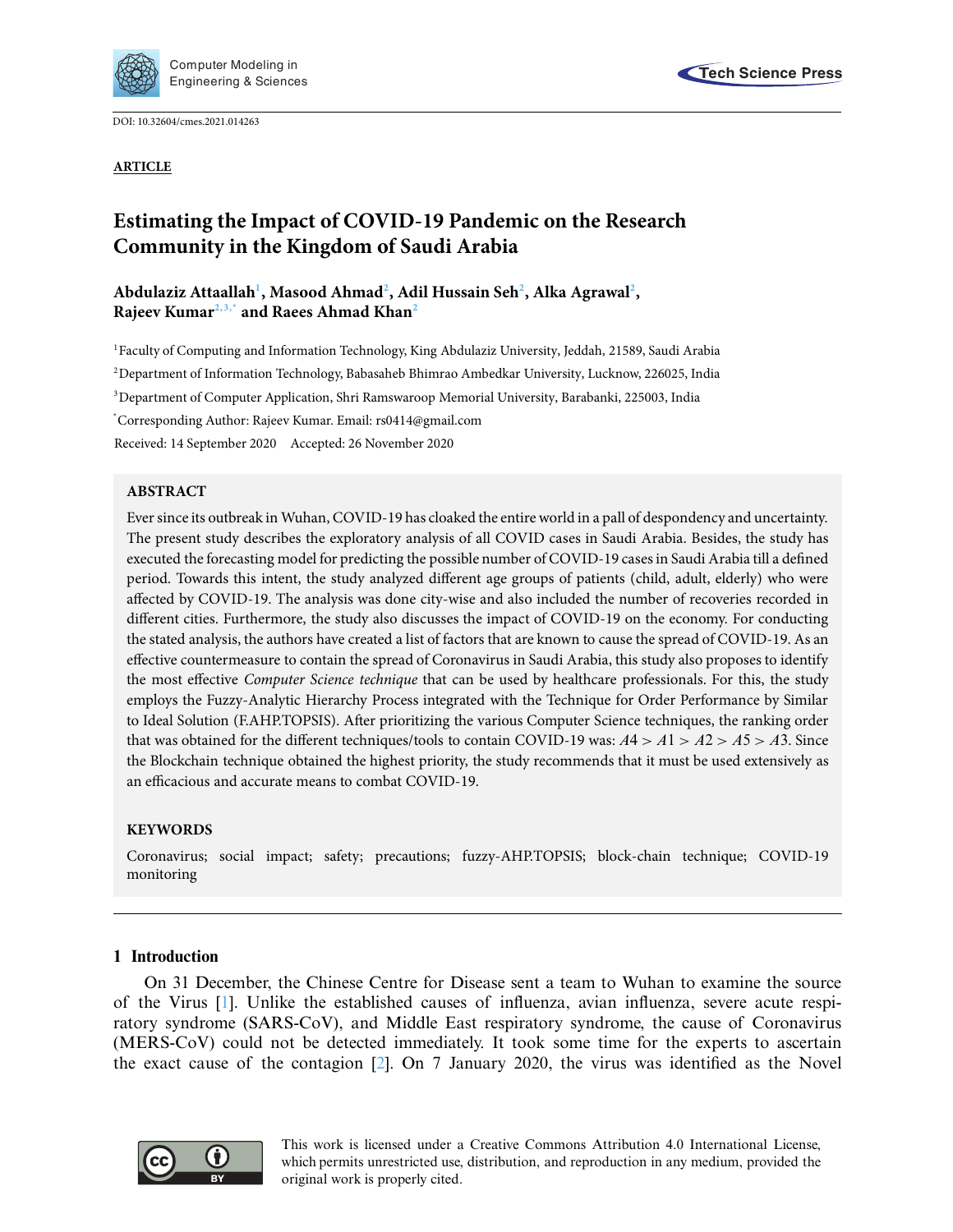DOI: 10.32604/cmes.2021.014263

**ARTICLE**

# Estimating the Impact of COVID-19 Pandemic on the Research Community in the Kingdom of Saudi Arabia

**Abdulaziz Attaallah[1], Masood Ahmad[2], Adil Hussain Seh[2], Alka Agrawal[2], Rajeev Kumar[2,3,*] and Raees Ahmad Khan[2]**

[1]Faculty of Computing and Information Technology, King Abdulaziz University, Jeddah, 21589, Saudi Arabia

[2]Department of Information Technology, Babasaheb Bhimrao Ambedkar University, Lucknow, 226025, India

[3]Department of Computer Application, Shri Ramswaroop Memorial University, Barabanki, 225003, India

[*]Corresponding Author: Rajeev Kumar. Email: rs0414@gmail.com

Received: 14 September 2020 Accepted: 26 November 2020

## ABSTRACT

Ever since its outbreak in Wuhan, COVID-19 has cloaked the entire world in a pall of despondency and uncertainty. The present study describes the exploratory analysis of all COVID cases in Saudi Arabia. Besides, the study has executed the forecasting model for predicting the possible number of COVID-19 cases in Saudi Arabia till a defined period. Towards this intent, the study analyzed different age groups of patients (child, adult, elderly) who were affected by COVID-19. The analysis was done city-wise and also included the number of recoveries recorded in different cities. Furthermore, the study also discusses the impact of COVID-19 on the economy. For conducting the stated analysis, the authors have created a list of factors that are known to cause the spread of COVID-19. As an effective countermeasure to contain the spread of Coronavirus in Saudi Arabia, this study also proposes to identify the most effective *Computer Science technique* that can be used by healthcare professionals. For this, the study employs the Fuzzy-Analytic Hierarchy Process integrated with the Technique for Order Performance by Similar to Ideal Solution (F.AHP.TOPSIS). After prioritizing the various Computer Science techniques, the ranking order that was obtained for the different techniques/tools to contain COVID-19 was: $A4 > A1 > A2 > A5 > A3$. Since the Blockchain technique obtained the highest priority, the study recommends that it must be used extensively as an efficacious and accurate means to combat COVID-19.

## KEYWORDS

Coronavirus; social impact; safety; precautions; fuzzy-AHP.TOPSIS; block-chain technique; COVID-19 monitoring

## 1 Introduction

On 31 December, the Chinese Centre for Disease sent a team to Wuhan to examine the source of the Virus [1]. Unlike the established causes of influenza, avian influenza, severe acute respiratory syndrome (SARS-CoV), and Middle East respiratory syndrome, the cause of Coronavirus (MERS-CoV) could not be detected immediately. It took some time for the experts to ascertain the exact cause of the contagion [2]. On 7 January 2020, the virus was identified as the Novel

This work is licensed under a Creative Commons Attribution 4.0 International License, which permits unrestricted use, distribution, and reproduction in any medium, provided the original work is properly cited.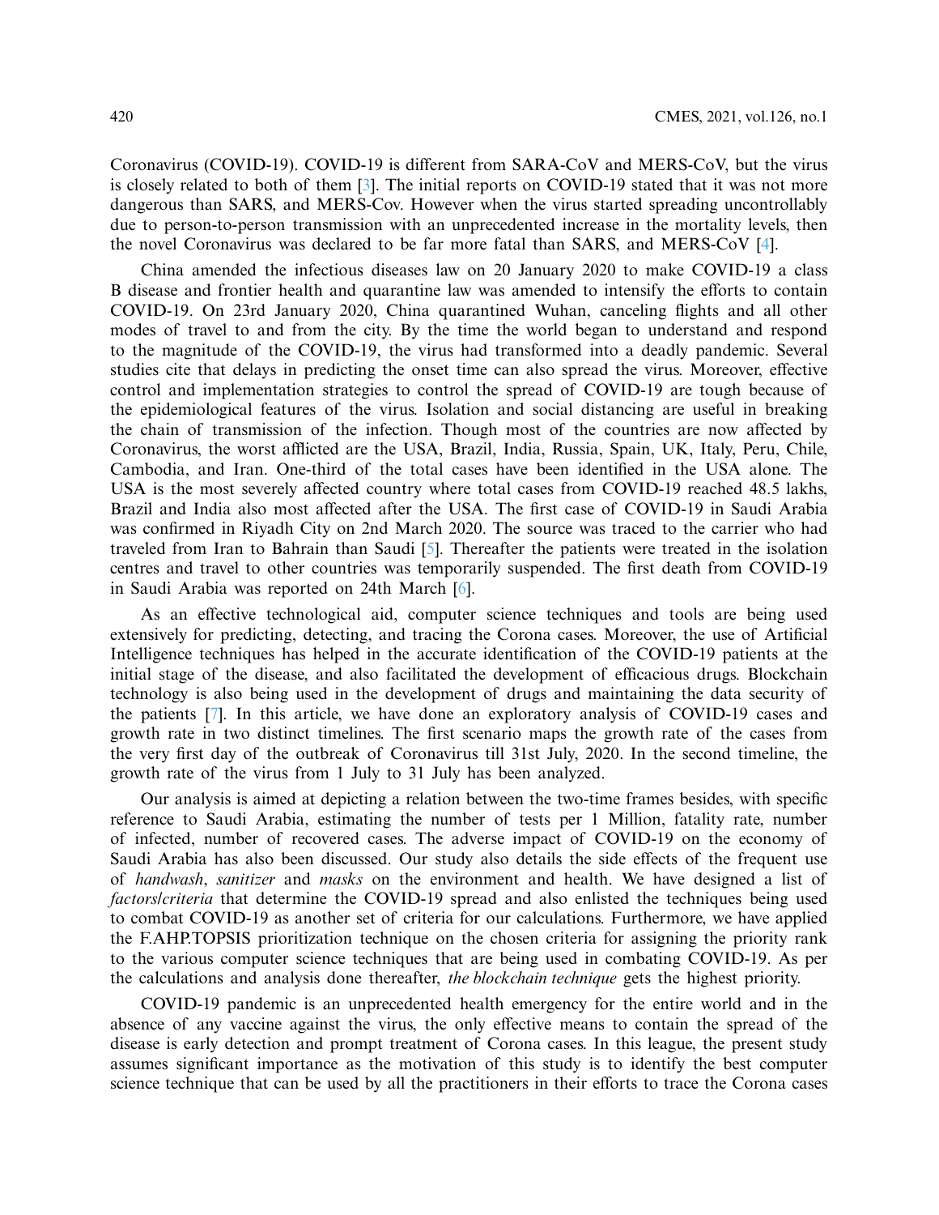Coronavirus (COVID-19). COVID-19 is different from SARA-CoV and MERS-CoV, but the virus is closely related to both of them [3]. The initial reports on COVID-19 stated that it was not more dangerous than SARS, and MERS-Cov. However when the virus started spreading uncontrollably due to person-to-person transmission with an unprecedented increase in the mortality levels, then the novel Coronavirus was declared to be far more fatal than SARS, and MERS-CoV [4].

China amended the infectious diseases law on 20 January 2020 to make COVID-19 a class B disease and frontier health and quarantine law was amended to intensify the efforts to contain COVID-19. On 23rd January 2020, China quarantined Wuhan, canceling flights and all other modes of travel to and from the city. By the time the world began to understand and respond to the magnitude of the COVID-19, the virus had transformed into a deadly pandemic. Several studies cite that delays in predicting the onset time can also spread the virus. Moreover, effective control and implementation strategies to control the spread of COVID-19 are tough because of the epidemiological features of the virus. Isolation and social distancing are useful in breaking the chain of transmission of the infection. Though most of the countries are now affected by Coronavirus, the worst afflicted are the USA, Brazil, India, Russia, Spain, UK, Italy, Peru, Chile, Cambodia, and Iran. One-third of the total cases have been identified in the USA alone. The USA is the most severely affected country where total cases from COVID-19 reached 48.5 lakhs, Brazil and India also most affected after the USA. The first case of COVID-19 in Saudi Arabia was confirmed in Riyadh City on 2nd March 2020. The source was traced to the carrier who had traveled from Iran to Bahrain than Saudi [5]. Thereafter the patients were treated in the isolation centres and travel to other countries was temporarily suspended. The first death from COVID-19 in Saudi Arabia was reported on 24th March [6].

As an effective technological aid, computer science techniques and tools are being used extensively for predicting, detecting, and tracing the Corona cases. Moreover, the use of Artificial Intelligence techniques has helped in the accurate identification of the COVID-19 patients at the initial stage of the disease, and also facilitated the development of efficacious drugs. Blockchain technology is also being used in the development of drugs and maintaining the data security of the patients [7]. In this article, we have done an exploratory analysis of COVID-19 cases and growth rate in two distinct timelines. The first scenario maps the growth rate of the cases from the very first day of the outbreak of Coronavirus till 31st July, 2020. In the second timeline, the growth rate of the virus from 1 July to 31 July has been analyzed.

Our analysis is aimed at depicting a relation between the two-time frames besides, with specific reference to Saudi Arabia, estimating the number of tests per 1 Million, fatality rate, number of infected, number of recovered cases. The adverse impact of COVID-19 on the economy of Saudi Arabia has also been discussed. Our study also details the side effects of the frequent use of *handwash*, *sanitizer* and *masks* on the environment and health. We have designed a list of *factors/criteria* that determine the COVID-19 spread and also enlisted the techniques being used to combat COVID-19 as another set of criteria for our calculations. Furthermore, we have applied the F.AHP.TOPSIS prioritization technique on the chosen criteria for assigning the priority rank to the various computer science techniques that are being used in combating COVID-19. As per the calculations and analysis done thereafter, *the blockchain technique* gets the highest priority.

COVID-19 pandemic is an unprecedented health emergency for the entire world and in the absence of any vaccine against the virus, the only effective means to contain the spread of the disease is early detection and prompt treatment of Corona cases. In this league, the present study assumes significant importance as the motivation of this study is to identify the best computer science technique that can be used by all the practitioners in their efforts to trace the Corona cases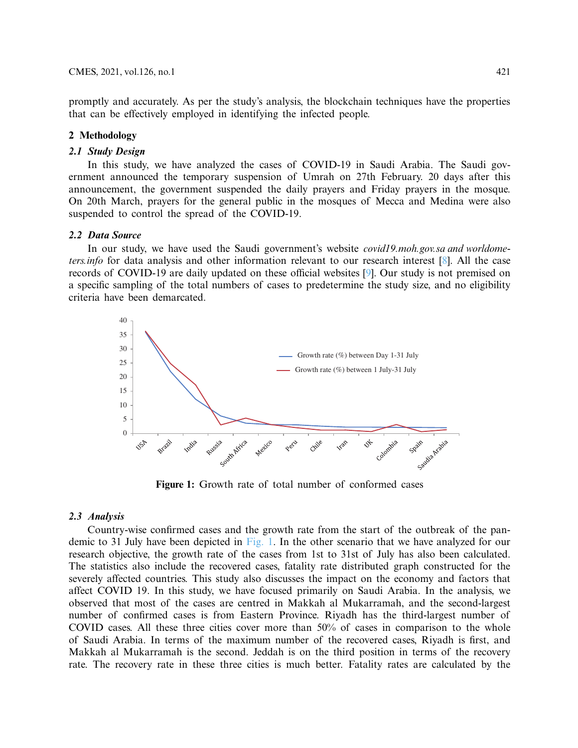promptly and accurately. As per the study's analysis, the blockchain techniques have the properties that can be effectively employed in identifying the infected people.

## 2 Methodology

### 2.1 Study Design

In this study, we have analyzed the cases of COVID-19 in Saudi Arabia. The Saudi government announced the temporary suspension of Umrah on 27th February. 20 days after this announcement, the government suspended the daily prayers and Friday prayers in the mosque. On 20th March, prayers for the general public in the mosques of Mecca and Medina were also suspended to control the spread of the COVID-19.

### 2.2 Data Source

In our study, we have used the Saudi government's website *covid19.moh.gov.sa and worldometers.info* for data analysis and other information relevant to our research interest [8]. All the case records of COVID-19 are daily updated on these official websites [9]. Our study is not premised on a specific sampling of the total numbers of cases to predetermine the study size, and no eligibility criteria have been demarcated.

**Figure 1:** Growth rate of total number of conformed cases

### 2.3 Analysis

Country-wise confirmed cases and the growth rate from the start of the outbreak of the pandemic to 31 July have been depicted in Fig. 1. In the other scenario that we have analyzed for our research objective, the growth rate of the cases from 1st to 31st of July has also been calculated. The statistics also include the recovered cases, fatality rate distributed graph constructed for the severely affected countries. This study also discusses the impact on the economy and factors that affect COVID 19. In this study, we have focused primarily on Saudi Arabia. In the analysis, we observed that most of the cases are centred in Makkah al Mukarramah, and the second-largest number of confirmed cases is from Eastern Province. Riyadh has the third-largest number of COVID cases. All these three cities cover more than 50% of cases in comparison to the whole of Saudi Arabia. In terms of the maximum number of the recovered cases, Riyadh is first, and Makkah al Mukarramah is the second. Jeddah is on the third position in terms of the recovery rate. The recovery rate in these three cities is much better. Fatality rates are calculated by the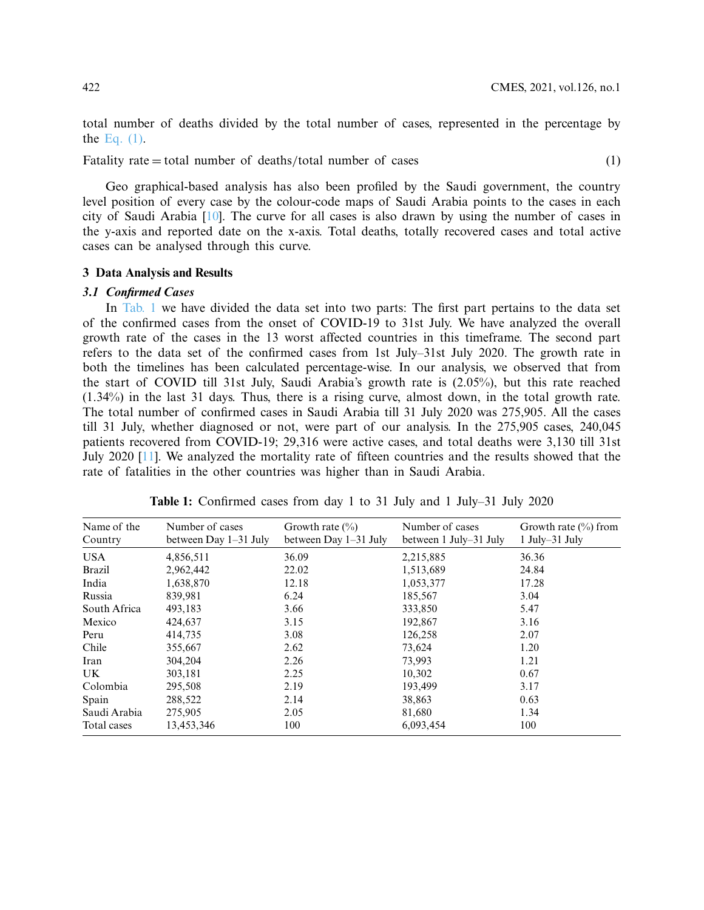total number of deaths divided by the total number of cases, represented in the percentage by the Eq. (1).

$$\text{Fatality rate} = \text{total number of deaths/total number of cases} \quad (1)$$

Geo graphical-based analysis has also been profiled by the Saudi government, the country level position of every case by the colour-code maps of Saudi Arabia points to the cases in each city of Saudi Arabia [10]. The curve for all cases is also drawn by using the number of cases in the y-axis and reported date on the x-axis. Total deaths, totally recovered cases and total active cases can be analysed through this curve.

## 3 Data Analysis and Results

### *3.1 Confirmed Cases*

In Tab. 1 we have divided the data set into two parts: The first part pertains to the data set of the confirmed cases from the onset of COVID-19 to 31st July. We have analyzed the overall growth rate of the cases in the 13 worst affected countries in this timeframe. The second part refers to the data set of the confirmed cases from 1st July–31st July 2020. The growth rate in both the timelines has been calculated percentage-wise. In our analysis, we observed that from the start of COVID till 31st July, Saudi Arabia's growth rate is (2.05%), but this rate reached (1.34%) in the last 31 days. Thus, there is a rising curve, almost down, in the total growth rate. The total number of confirmed cases in Saudi Arabia till 31 July 2020 was 275,905. All the cases till 31 July, whether diagnosed or not, were part of our analysis. In the 275,905 cases, 240,045 patients recovered from COVID-19; 29,316 were active cases, and total deaths were 3,130 till 31st July 2020 [11]. We analyzed the mortality rate of fifteen countries and the results showed that the rate of fatalities in the other countries was higher than in Saudi Arabia.

**Table 1:** Confirmed cases from day 1 to 31 July and 1 July–31 July 2020

| Name of the Country | Number of cases between Day 1–31 July | Growth rate (%) between Day 1–31 July | Number of cases between 1 July–31 July | Growth rate (%) from 1 July–31 July |
|---|---|---|---|---|
| USA | 4,856,511 | 36.09 | 2,215,885 | 36.36 |
| Brazil | 2,962,442 | 22.02 | 1,513,689 | 24.84 |
| India | 1,638,870 | 12.18 | 1,053,377 | 17.28 |
| Russia | 839,981 | 6.24 | 185,567 | 3.04 |
| South Africa | 493,183 | 3.66 | 333,850 | 5.47 |
| Mexico | 424,637 | 3.15 | 192,867 | 3.16 |
| Peru | 414,735 | 3.08 | 126,258 | 2.07 |
| Chile | 355,667 | 2.62 | 73,624 | 1.20 |
| Iran | 304,204 | 2.26 | 73,993 | 1.21 |
| UK | 303,181 | 2.25 | 10,302 | 0.67 |
| Colombia | 295,508 | 2.19 | 193,499 | 3.17 |
| Spain | 288,522 | 2.14 | 38,863 | 0.63 |
| Saudi Arabia | 275,905 | 2.05 | 81,680 | 1.34 |
| Total cases | 13,453,346 | 100 | 6,093,454 | 100 |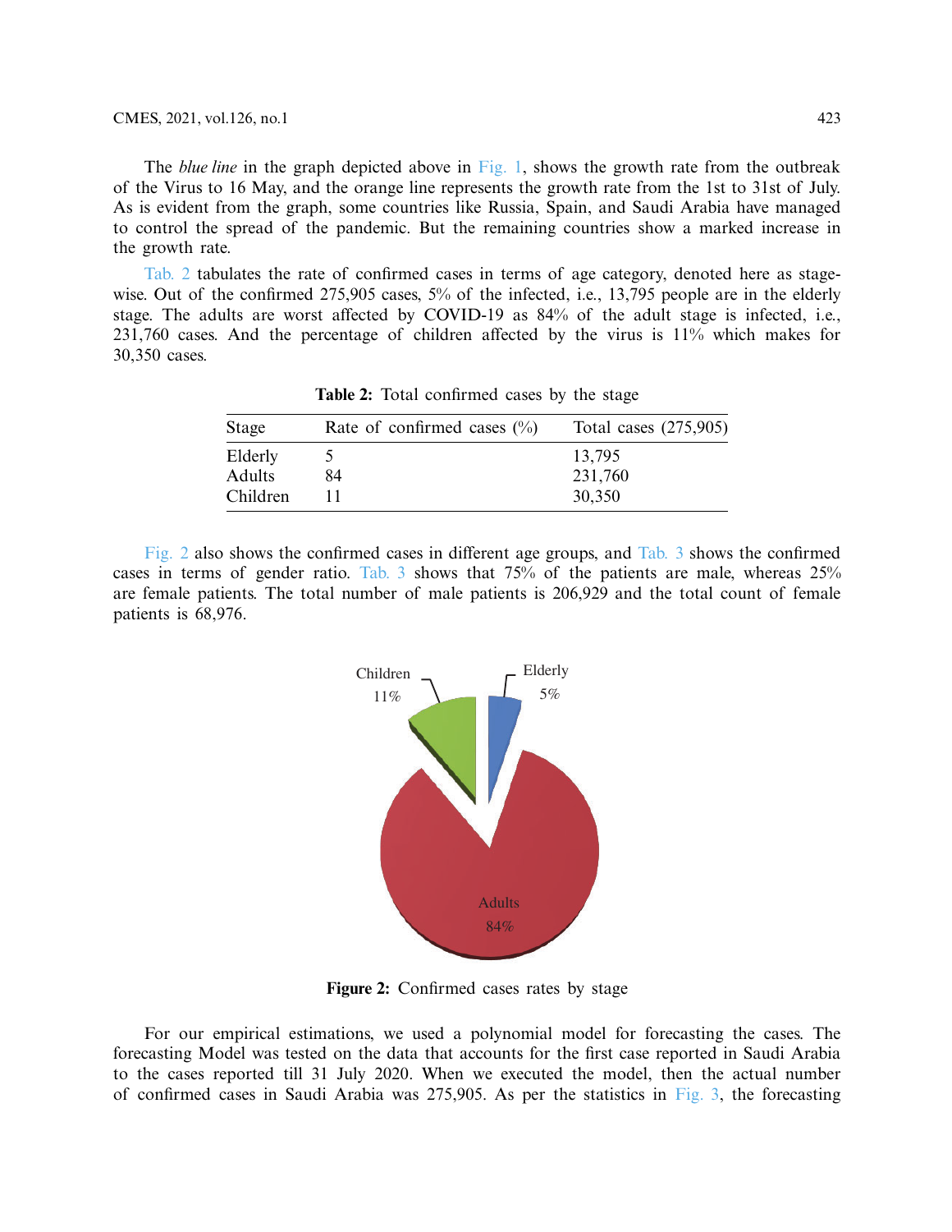The *blue line* in the graph depicted above in Fig. 1, shows the growth rate from the outbreak of the Virus to 16 May, and the orange line represents the growth rate from the 1st to 31st of July. As is evident from the graph, some countries like Russia, Spain, and Saudi Arabia have managed to control the spread of the pandemic. But the remaining countries show a marked increase in the growth rate.

Tab. 2 tabulates the rate of confirmed cases in terms of age category, denoted here as stage-wise. Out of the confirmed 275,905 cases, 5% of the infected, i.e., 13,795 people are in the elderly stage. The adults are worst affected by COVID-19 as 84% of the adult stage is infected, i.e., 231,760 cases. And the percentage of children affected by the virus is 11% which makes for 30,350 cases.

**Table 2:** Total confirmed cases by the stage

| Stage | Rate of confirmed cases (%) | Total cases (275,905) |
|---|---|---|
| Elderly | 5 | 13,795 |
| Adults | 84 | 231,760 |
| Children | 11 | 30,350 |

Fig. 2 also shows the confirmed cases in different age groups, and Tab. 3 shows the confirmed cases in terms of gender ratio. Tab. 3 shows that 75% of the patients are male, whereas 25% are female patients. The total number of male patients is 206,929 and the total count of female patients is 68,976.

**Figure 2:** Confirmed cases rates by stage

For our empirical estimations, we used a polynomial model for forecasting the cases. The forecasting Model was tested on the data that accounts for the first case reported in Saudi Arabia to the cases reported till 31 July 2020. When we executed the model, then the actual number of confirmed cases in Saudi Arabia was 275,905. As per the statistics in Fig. 3, the forecasting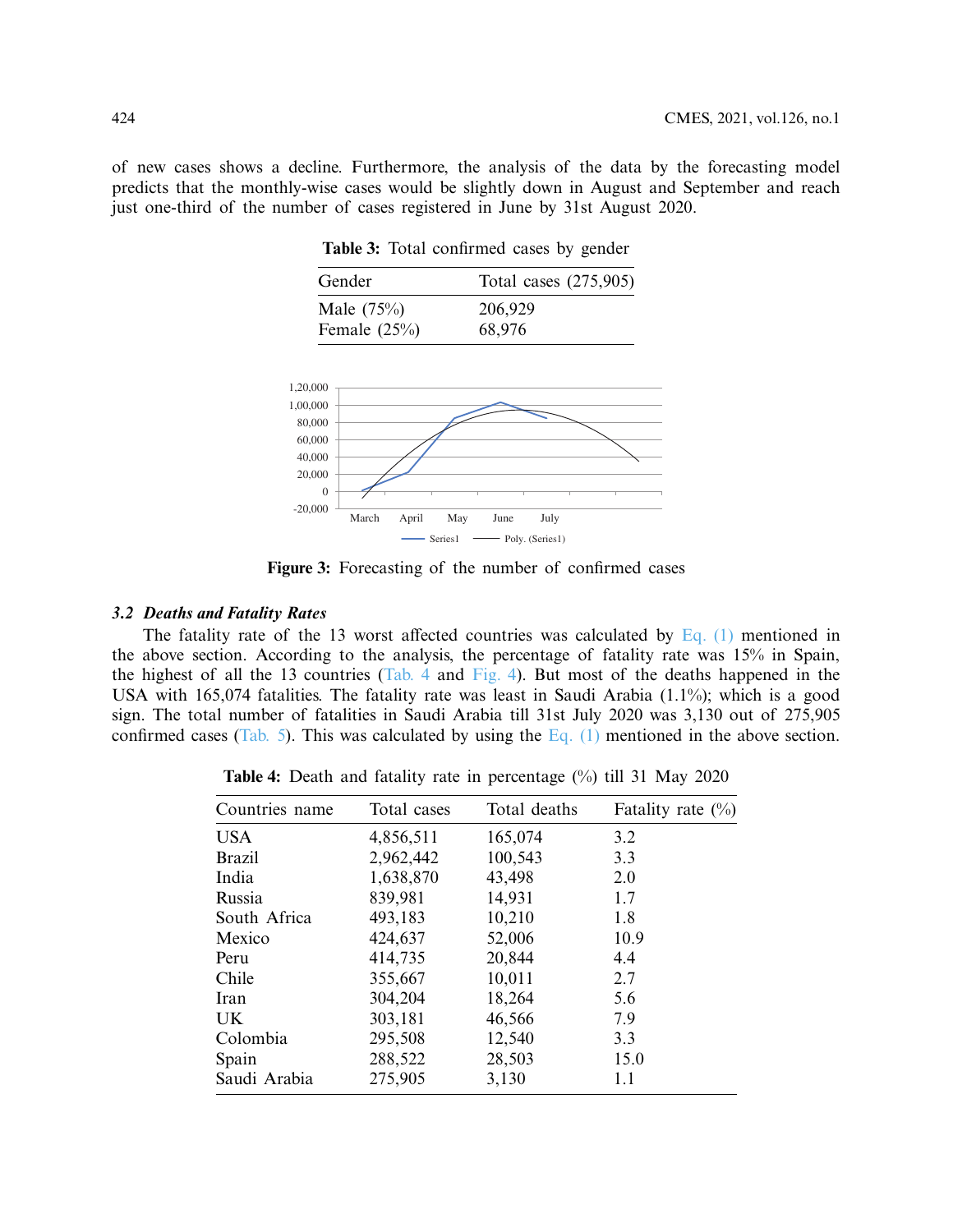of new cases shows a decline. Furthermore, the analysis of the data by the forecasting model predicts that the monthly-wise cases would be slightly down in August and September and reach just one-third of the number of cases registered in June by 31st August 2020.

**Table 3:** Total confirmed cases by gender

| Gender | Total cases (275,905) |
|---|---|
| Male (75%) | 206,929 |
| Female (25%) | 68,976 |

**Figure 3:** Forecasting of the number of confirmed cases

### 3.2 *Deaths and Fatality Rates*

The fatality rate of the 13 worst affected countries was calculated by Eq. (1) mentioned in the above section. According to the analysis, the percentage of fatality rate was 15% in Spain, the highest of all the 13 countries (Tab. 4 and Fig. 4). But most of the deaths happened in the USA with 165,074 fatalities. The fatality rate was least in Saudi Arabia (1.1%); which is a good sign. The total number of fatalities in Saudi Arabia till 31st July 2020 was 3,130 out of 275,905 confirmed cases (Tab. 5). This was calculated by using the Eq. (1) mentioned in the above section.

**Table 4:** Death and fatality rate in percentage (%) till 31 May 2020

| Countries name | Total cases | Total deaths | Fatality rate (%) |
|---|---|---|---|
| USA | 4,856,511 | 165,074 | 3.2 |
| Brazil | 2,962,442 | 100,543 | 3.3 |
| India | 1,638,870 | 43,498 | 2.0 |
| Russia | 839,981 | 14,931 | 1.7 |
| South Africa | 493,183 | 10,210 | 1.8 |
| Mexico | 424,637 | 52,006 | 10.9 |
| Peru | 414,735 | 20,844 | 4.4 |
| Chile | 355,667 | 10,011 | 2.7 |
| Iran | 304,204 | 18,264 | 5.6 |
| UK | 303,181 | 46,566 | 7.9 |
| Colombia | 295,508 | 12,540 | 3.3 |
| Spain | 288,522 | 28,503 | 15.0 |
| Saudi Arabia | 275,905 | 3,130 | 1.1 |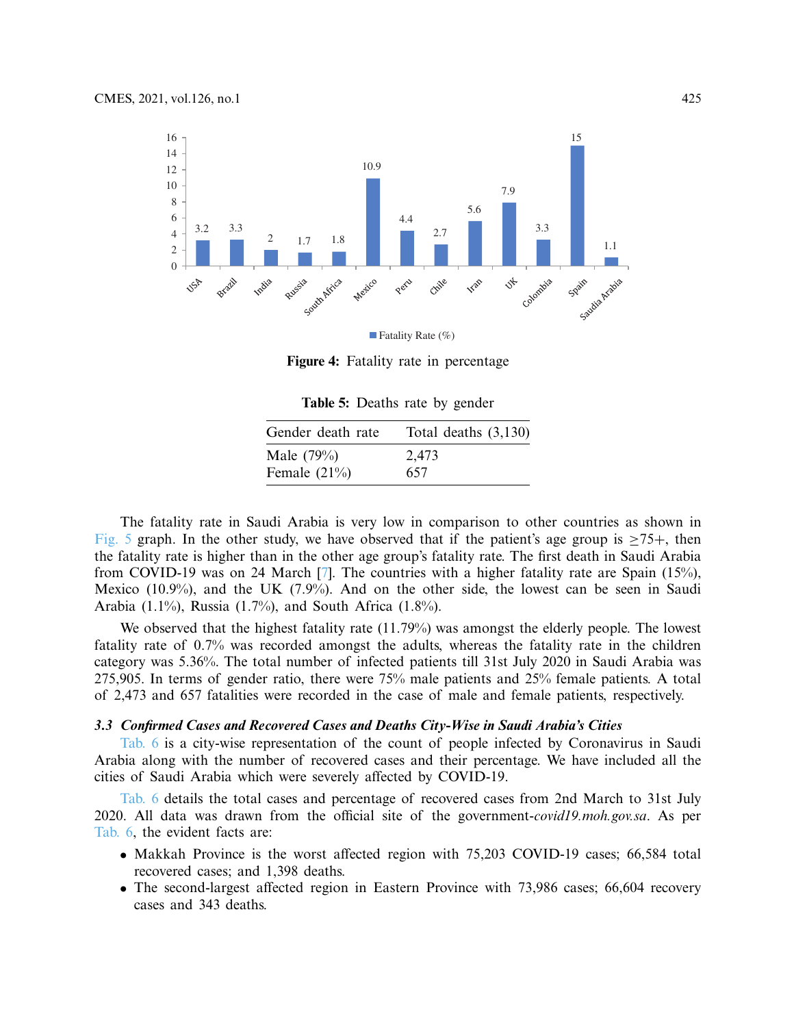Figure 4: Fatality rate in percentage

Table 5: Deaths rate by gender

| Gender death rate | Total deaths (3,130) |
|---|---|
| Male (79%) | 2,473 |
| Female (21%) | 657 |

The fatality rate in Saudi Arabia is very low in comparison to other countries as shown in Fig. 5 graph. In the other study, we have observed that if the patient's age group is ≥75+, then the fatality rate is higher than in the other age group's fatality rate. The first death in Saudi Arabia from COVID-19 was on 24 March [7]. The countries with a higher fatality rate are Spain (15%), Mexico (10.9%), and the UK (7.9%). And on the other side, the lowest can be seen in Saudi Arabia (1.1%), Russia (1.7%), and South Africa (1.8%).

We observed that the highest fatality rate (11.79%) was amongst the elderly people. The lowest fatality rate of 0.7% was recorded amongst the adults, whereas the fatality rate in the children category was 5.36%. The total number of infected patients till 31st July 2020 in Saudi Arabia was 275,905. In terms of gender ratio, there were 75% male patients and 25% female patients. A total of 2,473 and 657 fatalities were recorded in the case of male and female patients, respectively.

### *3.3 Confirmed Cases and Recovered Cases and Deaths City-Wise in Saudi Arabia's Cities*

Tab. 6 is a city-wise representation of the count of people infected by Coronavirus in Saudi Arabia along with the number of recovered cases and their percentage. We have included all the cities of Saudi Arabia which were severely affected by COVID-19.

Tab. 6 details the total cases and percentage of recovered cases from 2nd March to 31st July 2020. All data was drawn from the official site of the government-*covid19.moh.gov.sa*. As per Tab. 6, the evident facts are:

- Makkah Province is the worst affected region with 75,203 COVID-19 cases; 66,584 total recovered cases; and 1,398 deaths.
- The second-largest affected region in Eastern Province with 73,986 cases; 66,604 recovery cases and 343 deaths.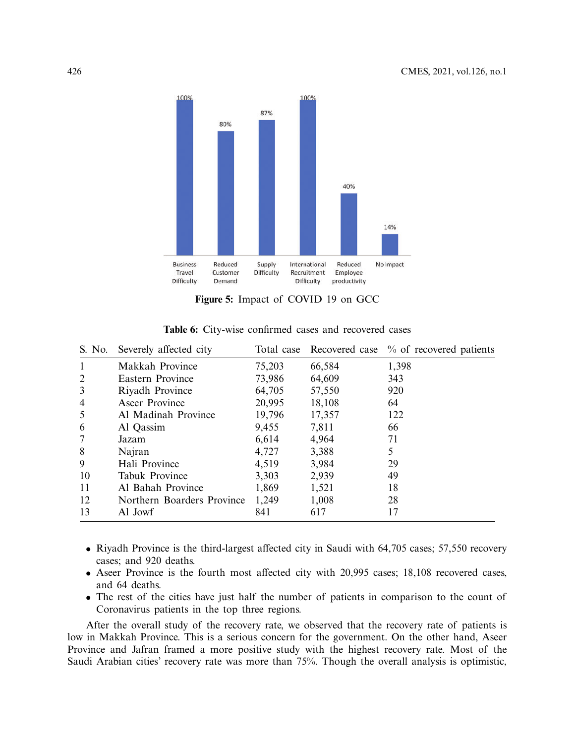Figure 5: Impact of COVID 19 on GCC

Table 6: City-wise confirmed cases and recovered cases

| S. No. | Severely affected city | Total case | Recovered case | % of recovered patients |
|---|---|---|---|---|
| 1 | Makkah Province | 75,203 | 66,584 | 1,398 |
| 2 | Eastern Province | 73,986 | 64,609 | 343 |
| 3 | Riyadh Province | 64,705 | 57,550 | 920 |
| 4 | Aseer Province | 20,995 | 18,108 | 64 |
| 5 | Al Madinah Province | 19,796 | 17,357 | 122 |
| 6 | Al Qassim | 9,455 | 7,811 | 66 |
| 7 | Jazam | 6,614 | 4,964 | 71 |
| 8 | Najran | 4,727 | 3,388 | 5 |
| 9 | Hali Province | 4,519 | 3,984 | 29 |
| 10 | Tabuk Province | 3,303 | 2,939 | 49 |
| 11 | Al Bahah Province | 1,869 | 1,521 | 18 |
| 12 | Northern Boarders Province | 1,249 | 1,008 | 28 |
| 13 | Al Jowf | 841 | 617 | 17 |

- Riyadh Province is the third-largest affected city in Saudi with 64,705 cases; 57,550 recovery cases; and 920 deaths.
- Aseer Province is the fourth most affected city with 20,995 cases; 18,108 recovered cases, and 64 deaths.
- The rest of the cities have just half the number of patients in comparison to the count of Coronavirus patients in the top three regions.

After the overall study of the recovery rate, we observed that the recovery rate of patients is low in Makkah Province. This is a serious concern for the government. On the other hand, Aseer Province and Jafran framed a more positive study with the highest recovery rate. Most of the Saudi Arabian cities' recovery rate was more than 75%. Though the overall analysis is optimistic,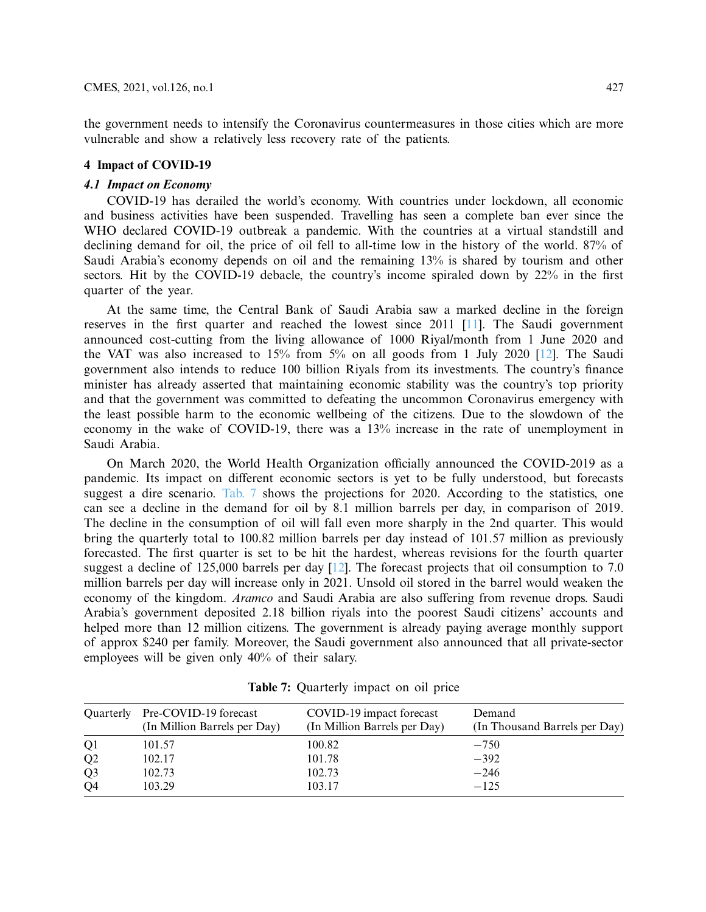the government needs to intensify the Coronavirus countermeasures in those cities which are more vulnerable and show a relatively less recovery rate of the patients.

## 4 Impact of COVID-19

### 4.1 Impact on Economy

COVID-19 has derailed the world's economy. With countries under lockdown, all economic and business activities have been suspended. Travelling has seen a complete ban ever since the WHO declared COVID-19 outbreak a pandemic. With the countries at a virtual standstill and declining demand for oil, the price of oil fell to all-time low in the history of the world. 87% of Saudi Arabia's economy depends on oil and the remaining 13% is shared by tourism and other sectors. Hit by the COVID-19 debacle, the country's income spiraled down by 22% in the first quarter of the year.

At the same time, the Central Bank of Saudi Arabia saw a marked decline in the foreign reserves in the first quarter and reached the lowest since 2011 [11]. The Saudi government announced cost-cutting from the living allowance of 1000 Riyal/month from 1 June 2020 and the VAT was also increased to 15% from 5% on all goods from 1 July 2020 [12]. The Saudi government also intends to reduce 100 billion Riyals from its investments. The country's finance minister has already asserted that maintaining economic stability was the country's top priority and that the government was committed to defeating the uncommon Coronavirus emergency with the least possible harm to the economic wellbeing of the citizens. Due to the slowdown of the economy in the wake of COVID-19, there was a 13% increase in the rate of unemployment in Saudi Arabia.

On March 2020, the World Health Organization officially announced the COVID-2019 as a pandemic. Its impact on different economic sectors is yet to be fully understood, but forecasts suggest a dire scenario. Tab. 7 shows the projections for 2020. According to the statistics, one can see a decline in the demand for oil by 8.1 million barrels per day, in comparison of 2019. The decline in the consumption of oil will fall even more sharply in the 2nd quarter. This would bring the quarterly total to 100.82 million barrels per day instead of 101.57 million as previously forecasted. The first quarter is set to be hit the hardest, whereas revisions for the fourth quarter suggest a decline of 125,000 barrels per day [12]. The forecast projects that oil consumption to 7.0 million barrels per day will increase only in 2021. Unsold oil stored in the barrel would weaken the economy of the kingdom. *Aramco* and Saudi Arabia are also suffering from revenue drops. Saudi Arabia's government deposited 2.18 billion riyals into the poorest Saudi citizens' accounts and helped more than 12 million citizens. The government is already paying average monthly support of approx $240 per family. Moreover, the Saudi government also announced that all private-sector employees will be given only 40% of their salary.

**Table 7:** Quarterly impact on oil price

| Quarterly | Pre-COVID-19 forecast (In Million Barrels per Day) | COVID-19 impact forecast (In Million Barrels per Day) | Demand (In Thousand Barrels per Day) |
|---|---|---|---|
| Q1 | 101.57 | 100.82 | −750 |
| Q2 | 102.17 | 101.78 | −392 |
| Q3 | 102.73 | 102.73 | −246 |
| Q4 | 103.29 | 103.17 | −125 |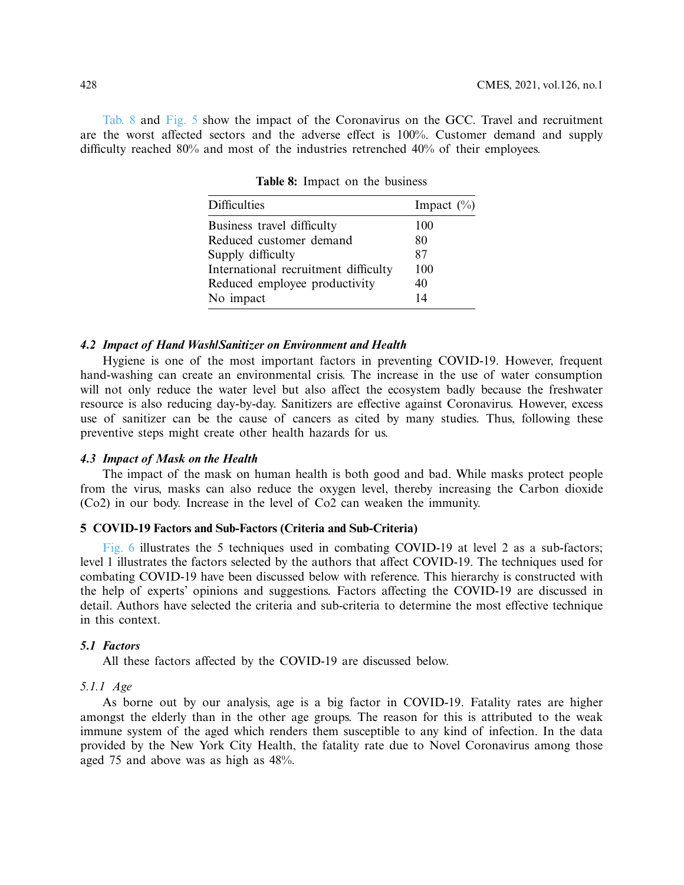Tab. 8 and Fig. 5 show the impact of the Coronavirus on the GCC. Travel and recruitment are the worst affected sectors and the adverse effect is 100%. Customer demand and supply difficulty reached 80% and most of the industries retrenched 40% of their employees.

**Table 8:** Impact on the business

| Difficulties | Impact (%) |
|---|---|
| Business travel difficulty | 100 |
| Reduced customer demand | 80 |
| Supply difficulty | 87 |
| International recruitment difficulty | 100 |
| Reduced employee productivity | 40 |
| No impact | 14 |

### *4.2 Impact of Hand Wash/Sanitizer on Environment and Health*

Hygiene is one of the most important factors in preventing COVID-19. However, frequent hand-washing can create an environmental crisis. The increase in the use of water consumption will not only reduce the water level but also affect the ecosystem badly because the freshwater resource is also reducing day-by-day. Sanitizers are effective against Coronavirus. However, excess use of sanitizer can be the cause of cancers as cited by many studies. Thus, following these preventive steps might create other health hazards for us.

### *4.3 Impact of Mask on the Health*

The impact of the mask on human health is both good and bad. While masks protect people from the virus, masks can also reduce the oxygen level, thereby increasing the Carbon dioxide (Co2) in our body. Increase in the level of Co2 can weaken the immunity.

## 5 COVID-19 Factors and Sub-Factors (Criteria and Sub-Criteria)

Fig. 6 illustrates the 5 techniques used in combating COVID-19 at level 2 as a sub-factors; level 1 illustrates the factors selected by the authors that affect COVID-19. The techniques used for combating COVID-19 have been discussed below with reference. This hierarchy is constructed with the help of experts' opinions and suggestions. Factors affecting the COVID-19 are discussed in detail. Authors have selected the criteria and sub-criteria to determine the most effective technique in this context.

### *5.1 Factors*

All these factors affected by the COVID-19 are discussed below.

#### *5.1.1 Age*

As borne out by our analysis, age is a big factor in COVID-19. Fatality rates are higher amongst the elderly than in the other age groups. The reason for this is attributed to the weak immune system of the aged which renders them susceptible to any kind of infection. In the data provided by the New York City Health, the fatality rate due to Novel Coronavirus among those aged 75 and above was as high as 48%.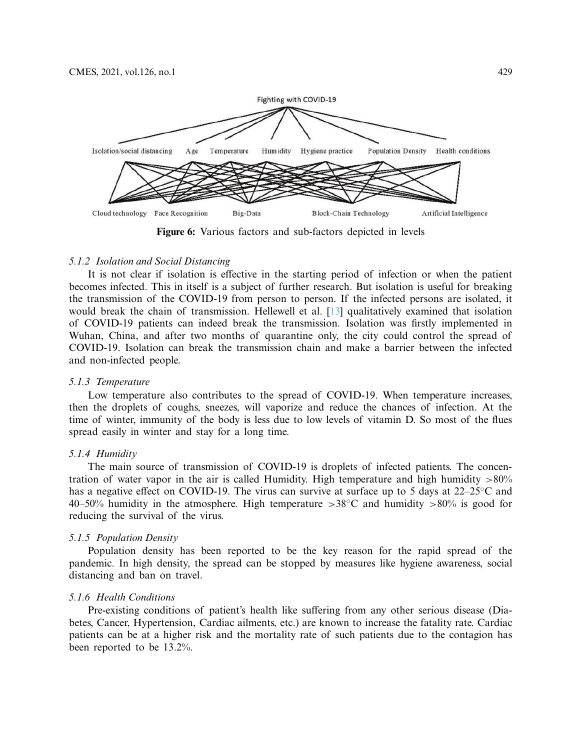Figure 6: Various factors and sub-factors depicted in levels

### 5.1.2 *Isolation and Social Distancing*

It is not clear if isolation is effective in the starting period of infection or when the patient becomes infected. This in itself is a subject of further research. But isolation is useful for breaking the transmission of the COVID-19 from person to person. If the infected persons are isolated, it would break the chain of transmission. Hellewell et al. [13] qualitatively examined that isolation of COVID-19 patients can indeed break the transmission. Isolation was firstly implemented in Wuhan, China, and after two months of quarantine only, the city could control the spread of COVID-19. Isolation can break the transmission chain and make a barrier between the infected and non-infected people.

### 5.1.3 *Temperature*

Low temperature also contributes to the spread of COVID-19. When temperature increases, then the droplets of coughs, sneezes, will vaporize and reduce the chances of infection. At the time of winter, immunity of the body is less due to low levels of vitamin D. So most of the flues spread easily in winter and stay for a long time.

### 5.1.4 *Humidity*

The main source of transmission of COVID-19 is droplets of infected patients. The concentration of water vapor in the air is called Humidity. High temperature and high humidity $>80\%$ has a negative effect on COVID-19. The virus can survive at surface up to 5 days at 22–25°C and 40–50% humidity in the atmosphere. High temperature $>38^{\circ}$C and humidity $>80\%$ is good for reducing the survival of the virus.

### 5.1.5 *Population Density*

Population density has been reported to be the key reason for the rapid spread of the pandemic. In high density, the spread can be stopped by measures like hygiene awareness, social distancing and ban on travel.

### 5.1.6 *Health Conditions*

Pre-existing conditions of patient's health like suffering from any other serious disease (Diabetes, Cancer, Hypertension, Cardiac ailments, etc.) are known to increase the fatality rate. Cardiac patients can be at a higher risk and the mortality rate of such patients due to the contagion has been reported to be 13.2%.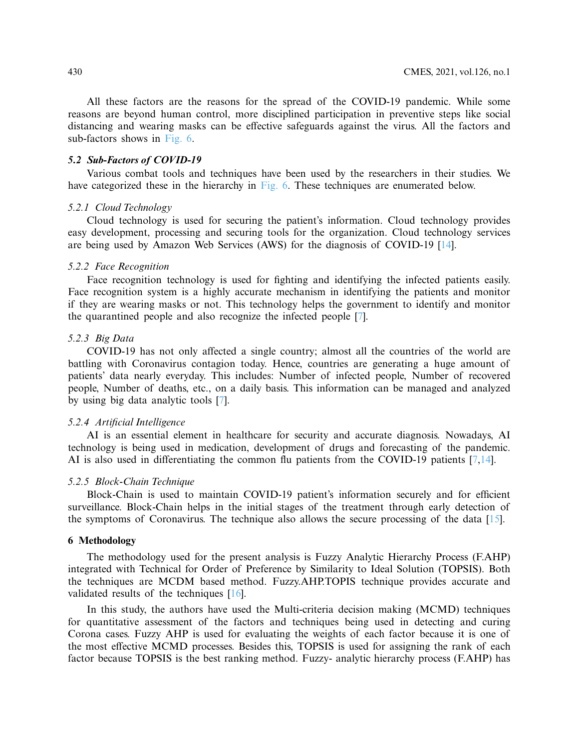All these factors are the reasons for the spread of the COVID-19 pandemic. While some reasons are beyond human control, more disciplined participation in preventive steps like social distancing and wearing masks can be effective safeguards against the virus. All the factors and sub-factors shows in Fig. 6.

## 5.2 *Sub-Factors of COVID-19*

Various combat tools and techniques have been used by the researchers in their studies. We have categorized these in the hierarchy in Fig. 6. These techniques are enumerated below.

### 5.2.1 *Cloud Technology*

Cloud technology is used for securing the patient's information. Cloud technology provides easy development, processing and securing tools for the organization. Cloud technology services are being used by Amazon Web Services (AWS) for the diagnosis of COVID-19 [14].

### 5.2.2 *Face Recognition*

Face recognition technology is used for fighting and identifying the infected patients easily. Face recognition system is a highly accurate mechanism in identifying the patients and monitor if they are wearing masks or not. This technology helps the government to identify and monitor the quarantined people and also recognize the infected people [7].

### 5.2.3 *Big Data*

COVID-19 has not only affected a single country; almost all the countries of the world are battling with Coronavirus contagion today. Hence, countries are generating a huge amount of patients' data nearly everyday. This includes: Number of infected people, Number of recovered people, Number of deaths, etc., on a daily basis. This information can be managed and analyzed by using big data analytic tools [7].

### 5.2.4 *Artificial Intelligence*

AI is an essential element in healthcare for security and accurate diagnosis. Nowadays, AI technology is being used in medication, development of drugs and forecasting of the pandemic. AI is also used in differentiating the common flu patients from the COVID-19 patients [7,14].

### 5.2.5 *Block-Chain Technique*

Block-Chain is used to maintain COVID-19 patient's information securely and for efficient surveillance. Block-Chain helps in the initial stages of the treatment through early detection of the symptoms of Coronavirus. The technique also allows the secure processing of the data [15].

# 6 Methodology

The methodology used for the present analysis is Fuzzy Analytic Hierarchy Process (F.AHP) integrated with Technical for Order of Preference by Similarity to Ideal Solution (TOPSIS). Both the techniques are MCDM based method. Fuzzy.AHP.TOPIS technique provides accurate and validated results of the techniques [16].

In this study, the authors have used the Multi-criteria decision making (MCMD) techniques for quantitative assessment of the factors and techniques being used in detecting and curing Corona cases. Fuzzy AHP is used for evaluating the weights of each factor because it is one of the most effective MCMD processes. Besides this, TOPSIS is used for assigning the rank of each factor because TOPSIS is the best ranking method. Fuzzy- analytic hierarchy process (F.AHP) has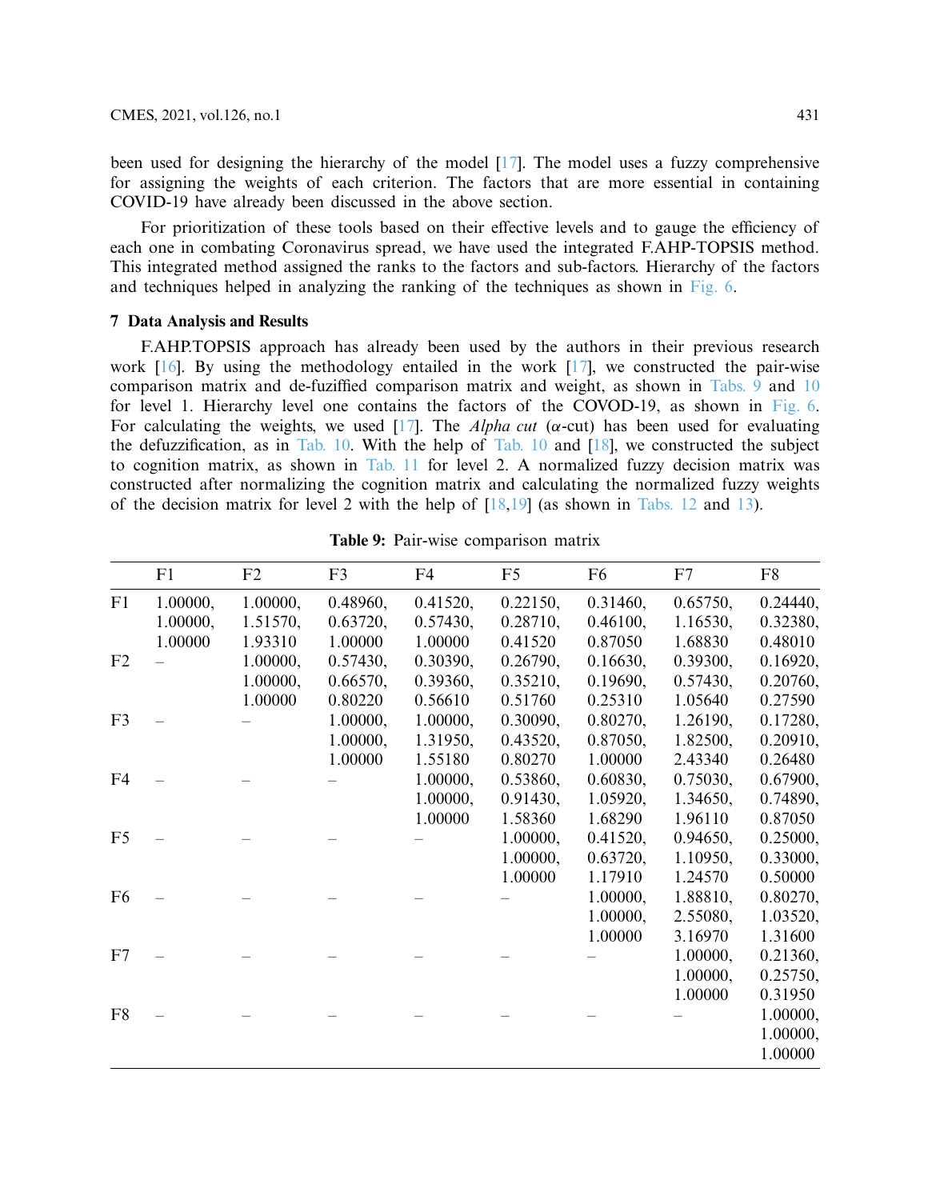been used for designing the hierarchy of the model [17]. The model uses a fuzzy comprehensive for assigning the weights of each criterion. The factors that are more essential in containing COVID-19 have already been discussed in the above section.

For prioritization of these tools based on their effective levels and to gauge the efficiency of each one in combating Coronavirus spread, we have used the integrated F.AHP-TOPSIS method. This integrated method assigned the ranks to the factors and sub-factors. Hierarchy of the factors and techniques helped in analyzing the ranking of the techniques as shown in Fig. 6.

## 7 Data Analysis and Results

F.AHP.TOPSIS approach has already been used by the authors in their previous research work [16]. By using the methodology entailed in the work [17], we constructed the pair-wise comparison matrix and de-fuzzified comparison matrix and weight, as shown in Tabs. 9 and 10 for level 1. Hierarchy level one contains the factors of the COVOD-19, as shown in Fig. 6. For calculating the weights, we used [17]. The *Alpha cut* ($\alpha$-cut) has been used for evaluating the defuzzification, as in Tab. 10. With the help of Tab. 10 and [18], we constructed the subject to cognition matrix, as shown in Tab. 11 for level 2. A normalized fuzzy decision matrix was constructed after normalizing the cognition matrix and calculating the normalized fuzzy weights of the decision matrix for level 2 with the help of [18,19] (as shown in Tabs. 12 and 13).

**Table 9:** Pair-wise comparison matrix

| | F1 | F2 | F3 | F4 | F5 | F6 | F7 | F8 |
|---|---|---|---|---|---|---|---|---|
| F1 | 1.00000, 1.00000, 1.00000 | 1.00000, 1.51570, 1.93310 | 0.48960, 0.63720, 1.00000 | 0.41520, 0.57430, 1.00000 | 0.22150, 0.28710, 0.41520 | 0.31460, 0.46100, 0.87050 | 0.65750, 1.16530, 1.68830 | 0.24440, 0.32380, 0.48010 |
| F2 | – | 1.00000, 1.00000, 1.00000 | 0.57430, 0.66570, 0.80220 | 0.30390, 0.39360, 0.56610 | 0.26790, 0.35210, 0.51760 | 0.16630, 0.19690, 0.25310 | 0.39300, 0.57430, 1.05640 | 0.16920, 0.20760, 0.27590 |
| F3 | – | – | 1.00000, 1.00000, 1.00000 | 1.00000, 1.31950, 1.55180 | 0.30090, 0.43520, 0.80270 | 0.80270, 0.87050, 1.00000 | 1.26190, 1.82500, 2.43340 | 0.17280, 0.20910, 0.26480 |
| F4 | – | – | – | 1.00000, 1.00000, 1.00000 | 0.53860, 0.91430, 1.58360 | 0.60830, 1.05920, 1.68290 | 0.75030, 1.34650, 1.96110 | 0.67900, 0.74890, 0.87050 |
| F5 | – | – | – | – | 1.00000, 1.00000, 1.00000 | 0.41520, 0.63720, 1.17910 | 0.94650, 1.10950, 1.24570 | 0.25000, 0.33000, 0.50000 |
| F6 | – | – | – | – | – | 1.00000, 1.00000, 1.00000 | 1.88810, 2.55080, 3.16970 | 0.80270, 1.03520, 1.31600 |
| F7 | – | – | – | – | – | – | 1.00000, 1.00000, 1.00000 | 0.21360, 0.25750, 0.31950 |
| F8 | – | – | – | – | – | – | – | 1.00000, 1.00000, 1.00000 |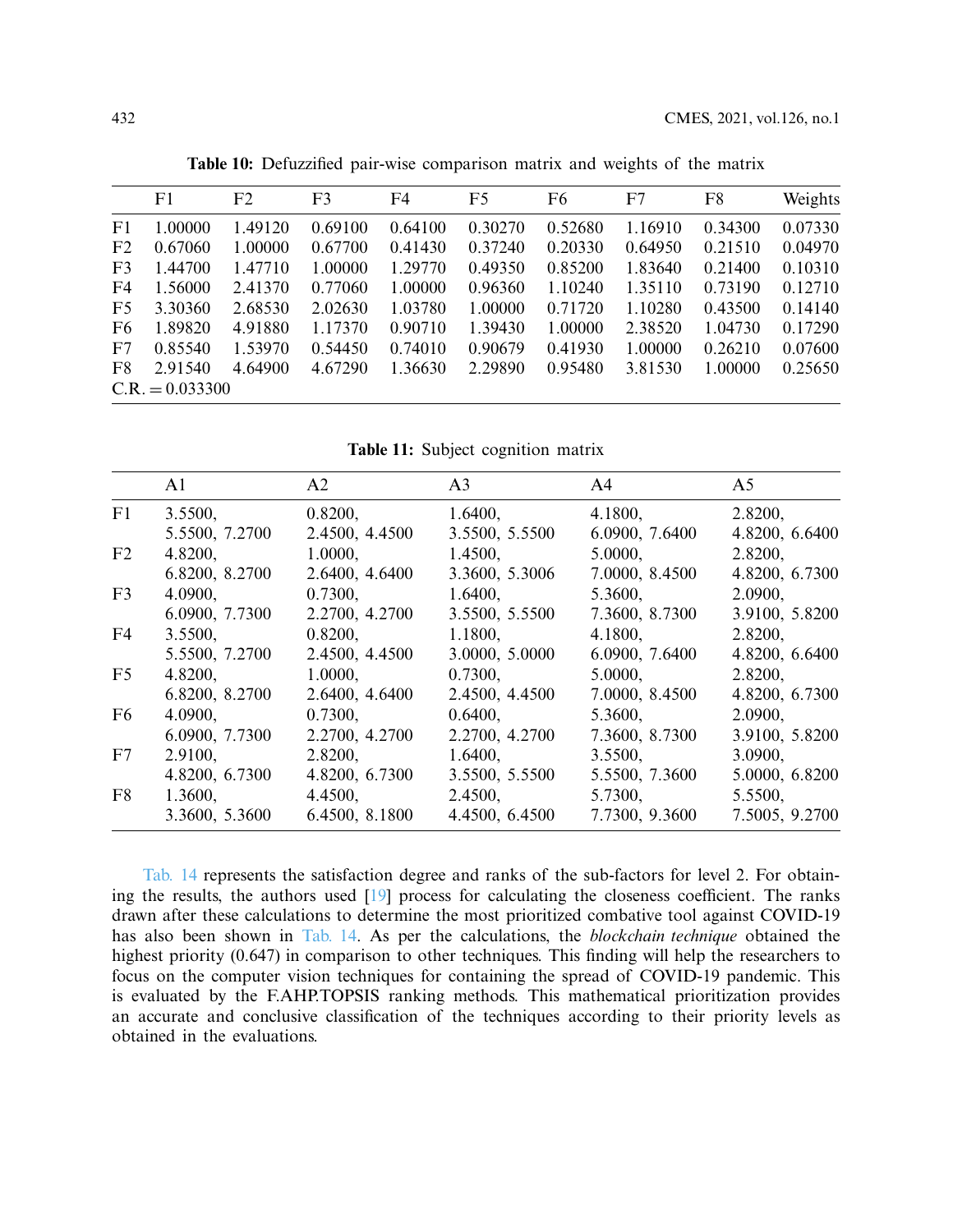**Table 10:** Defuzzified pair-wise comparison matrix and weights of the matrix

| | F1 | F2 | F3 | F4 | F5 | F6 | F7 | F8 | Weights |
|---|---|---|---|---|---|---|---|---|---|
| F1 | 1.00000 | 1.49120 | 0.69100 | 0.64100 | 0.30270 | 0.52680 | 1.16910 | 0.34300 | 0.07330 |
| F2 | 0.67060 | 1.00000 | 0.67700 | 0.41430 | 0.37240 | 0.20330 | 0.64950 | 0.21510 | 0.04970 |
| F3 | 1.44700 | 1.47710 | 1.00000 | 1.29770 | 0.49350 | 0.85200 | 1.83640 | 0.21400 | 0.10310 |
| F4 | 1.56000 | 2.41370 | 0.77060 | 1.00000 | 0.96360 | 1.10240 | 1.35110 | 0.73190 | 0.12710 |
| F5 | 3.30360 | 2.68530 | 2.02630 | 1.03780 | 1.00000 | 0.71720 | 1.10280 | 0.43500 | 0.14140 |
| F6 | 1.89820 | 4.91880 | 1.17370 | 0.90710 | 1.39430 | 1.00000 | 2.38520 | 1.04730 | 0.17290 |
| F7 | 0.85540 | 1.53970 | 0.54450 | 0.74010 | 0.90679 | 0.41930 | 1.00000 | 0.26210 | 0.07600 |
| F8 | 2.91540 | 4.64900 | 4.67290 | 1.36630 | 2.29890 | 0.95480 | 3.81530 | 1.00000 | 0.25650 |
| C.R. = 0.033300 | | | | | | | | | |

**Table 11:** Subject cognition matrix

| | A1 | A2 | A3 | A4 | A5 |
|---|---|---|---|---|---|
| F1 | 3.5500, 5.5500, 7.2700 | 0.8200, 2.4500, 4.4500 | 1.6400, 3.5500, 5.5500 | 4.1800, 6.0900, 7.6400 | 2.8200, 4.8200, 6.6400 |
| F2 | 4.8200, 6.8200, 8.2700 | 1.0000, 2.6400, 4.6400 | 1.4500, 3.3600, 5.3006 | 5.0000, 7.0000, 8.4500 | 2.8200, 4.8200, 6.7300 |
| F3 | 4.0900, 6.0900, 7.7300 | 0.7300, 2.2700, 4.2700 | 1.6400, 3.5500, 5.5500 | 5.3600, 7.3600, 8.7300 | 2.0900, 3.9100, 5.8200 |
| F4 | 3.5500, 5.5500, 7.2700 | 0.8200, 2.4500, 4.4500 | 1.1800, 3.0000, 5.0000 | 4.1800, 6.0900, 7.6400 | 2.8200, 4.8200, 6.6400 |
| F5 | 4.8200, 6.8200, 8.2700 | 1.0000, 2.6400, 4.6400 | 0.7300, 2.4500, 4.4500 | 5.0000, 7.0000, 8.4500 | 2.8200, 4.8200, 6.7300 |
| F6 | 4.0900, 6.0900, 7.7300 | 0.7300, 2.2700, 4.2700 | 0.6400, 2.2700, 4.2700 | 5.3600, 7.3600, 8.7300 | 2.0900, 3.9100, 5.8200 |
| F7 | 2.9100, 4.8200, 6.7300 | 2.8200, 4.8200, 6.7300 | 1.6400, 3.5500, 5.5500 | 3.5500, 5.5500, 7.3600 | 3.0900, 5.0000, 6.8200 |
| F8 | 1.3600, 3.3600, 5.3600 | 4.4500, 6.4500, 8.1800 | 2.4500, 4.4500, 6.4500 | 5.7300, 7.7300, 9.3600 | 5.5500, 7.5005, 9.2700 |

Tab. 14 represents the satisfaction degree and ranks of the sub-factors for level 2. For obtaining the results, the authors used [19] process for calculating the closeness coefficient. The ranks drawn after these calculations to determine the most prioritized combative tool against COVID-19 has also been shown in Tab. 14. As per the calculations, the *blockchain technique* obtained the highest priority (0.647) in comparison to other techniques. This finding will help the researchers to focus on the computer vision techniques for containing the spread of COVID-19 pandemic. This is evaluated by the F.AHP.TOPSIS ranking methods. This mathematical prioritization provides an accurate and conclusive classification of the techniques according to their priority levels as obtained in the evaluations.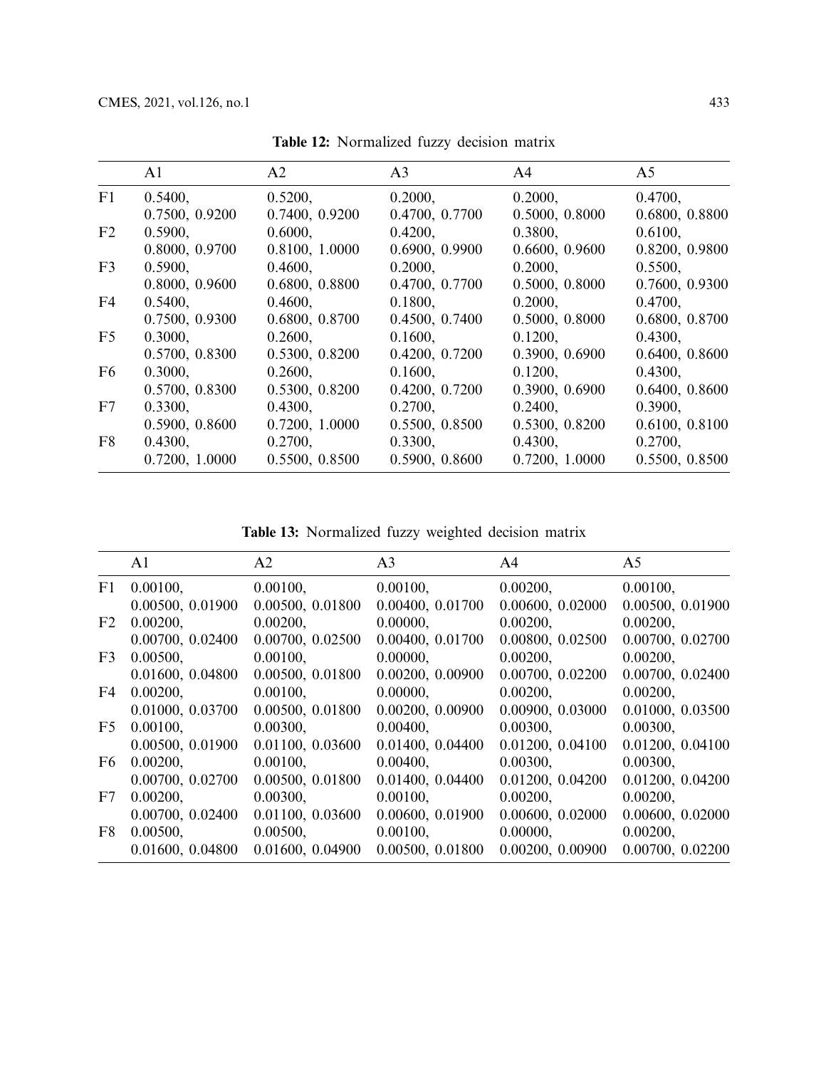**Table 12:** Normalized fuzzy decision matrix

| | A1 | A2 | A3 | A4 | A5 |
|---|---|---|---|---|---|
| F1 | 0.5400, 0.7500, 0.9200 | 0.5200, 0.7400, 0.9200 | 0.2000, 0.4700, 0.7700 | 0.2000, 0.5000, 0.8000 | 0.4700, 0.6800, 0.8800 |
| F2 | 0.5900, 0.8000, 0.9700 | 0.6000, 0.8100, 1.0000 | 0.4200, 0.6900, 0.9900 | 0.3800, 0.6600, 0.9600 | 0.6100, 0.8200, 0.9800 |
| F3 | 0.5900, 0.8000, 0.9600 | 0.4600, 0.6800, 0.8800 | 0.2000, 0.4700, 0.7700 | 0.2000, 0.5000, 0.8000 | 0.5500, 0.7600, 0.9300 |
| F4 | 0.5400, 0.7500, 0.9300 | 0.4600, 0.6800, 0.8700 | 0.1800, 0.4500, 0.7400 | 0.2000, 0.5000, 0.8000 | 0.4700, 0.6800, 0.8700 |
| F5 | 0.3000, 0.5700, 0.8300 | 0.2600, 0.5300, 0.8200 | 0.1600, 0.4200, 0.7200 | 0.1200, 0.3900, 0.6900 | 0.4300, 0.6400, 0.8600 |
| F6 | 0.3000, 0.5700, 0.8300 | 0.2600, 0.5300, 0.8200 | 0.1600, 0.4200, 0.7200 | 0.1200, 0.3900, 0.6900 | 0.4300, 0.6400, 0.8600 |
| F7 | 0.3300, 0.5900, 0.8600 | 0.4300, 0.7200, 1.0000 | 0.2700, 0.5500, 0.8500 | 0.2400, 0.5300, 0.8200 | 0.3900, 0.6100, 0.8100 |
| F8 | 0.4300, 0.7200, 1.0000 | 0.2700, 0.5500, 0.8500 | 0.3300, 0.5900, 0.8600 | 0.4300, 0.7200, 1.0000 | 0.2700, 0.5500, 0.8500 |

**Table 13:** Normalized fuzzy weighted decision matrix

| | A1 | A2 | A3 | A4 | A5 |
|---|---|---|---|---|---|
| F1 | 0.00100, 0.00500, 0.01900 | 0.00100, 0.00500, 0.01800 | 0.00100, 0.00400, 0.01700 | 0.00200, 0.00600, 0.02000 | 0.00100, 0.00500, 0.01900 |
| F2 | 0.00200, 0.00700, 0.02400 | 0.00200, 0.00700, 0.02500 | 0.00000, 0.00400, 0.01700 | 0.00200, 0.00800, 0.02500 | 0.00200, 0.00700, 0.02700 |
| F3 | 0.00500, 0.01600, 0.04800 | 0.00100, 0.00500, 0.01800 | 0.00000, 0.00200, 0.00900 | 0.00200, 0.00700, 0.02200 | 0.00200, 0.00700, 0.02400 |
| F4 | 0.00200, 0.01000, 0.03700 | 0.00100, 0.00500, 0.01800 | 0.00000, 0.00200, 0.00900 | 0.00200, 0.00900, 0.03000 | 0.00200, 0.01000, 0.03500 |
| F5 | 0.00100, 0.00500, 0.01900 | 0.00300, 0.01100, 0.03600 | 0.00400, 0.01400, 0.04400 | 0.00300, 0.01200, 0.04100 | 0.00300, 0.01200, 0.04100 |
| F6 | 0.00200, 0.00700, 0.02700 | 0.00100, 0.00500, 0.01800 | 0.00400, 0.01400, 0.04400 | 0.00300, 0.01200, 0.04200 | 0.00300, 0.01200, 0.04200 |
| F7 | 0.00200, 0.00700, 0.02400 | 0.00300, 0.01100, 0.03600 | 0.00100, 0.00600, 0.01900 | 0.00200, 0.00600, 0.02000 | 0.00200, 0.00600, 0.02000 |
| F8 | 0.00500, 0.01600, 0.04800 | 0.00500, 0.01600, 0.04900 | 0.00100, 0.00500, 0.01800 | 0.00000, 0.00200, 0.00900 | 0.00200, 0.00700, 0.02200 |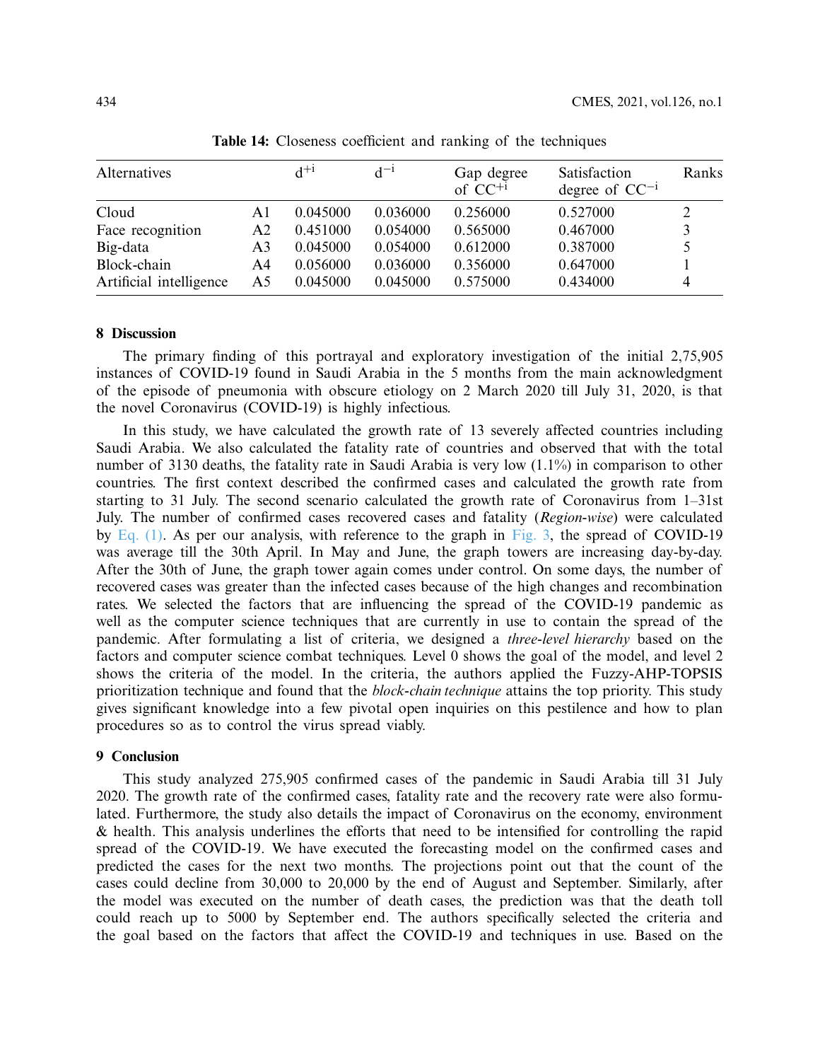**Table 14:** Closeness coefficient and ranking of the techniques

| Alternatives | | $d^{+i}$ | $d^{-i}$ | Gap degree of $CC^{+i}$ | Satisfaction degree of $CC^{-i}$ | Ranks |
|---|---|---|---|---|---|---|
| Cloud | A1 | 0.045000 | 0.036000 | 0.256000 | 0.527000 | 2 |
| Face recognition | A2 | 0.451000 | 0.054000 | 0.565000 | 0.467000 | 3 |
| Big-data | A3 | 0.045000 | 0.054000 | 0.612000 | 0.387000 | 5 |
| Block-chain | A4 | 0.056000 | 0.036000 | 0.356000 | 0.647000 | 1 |
| Artificial intelligence | A5 | 0.045000 | 0.045000 | 0.575000 | 0.434000 | 4 |

## 8 Discussion

The primary finding of this portrayal and exploratory investigation of the initial 2,75,905 instances of COVID-19 found in Saudi Arabia in the 5 months from the main acknowledgment of the episode of pneumonia with obscure etiology on 2 March 2020 till July 31, 2020, is that the novel Coronavirus (COVID-19) is highly infectious.

In this study, we have calculated the growth rate of 13 severely affected countries including Saudi Arabia. We also calculated the fatality rate of countries and observed that with the total number of 3130 deaths, the fatality rate in Saudi Arabia is very low (1.1%) in comparison to other countries. The first context described the confirmed cases and calculated the growth rate from starting to 31 July. The second scenario calculated the growth rate of Coronavirus from 1–31st July. The number of confirmed cases recovered cases and fatality (*Region-wise*) were calculated by Eq. (1). As per our analysis, with reference to the graph in Fig. 3, the spread of COVID-19 was average till the 30th April. In May and June, the graph towers are increasing day-by-day. After the 30th of June, the graph tower again comes under control. On some days, the number of recovered cases was greater than the infected cases because of the high changes and recombination rates. We selected the factors that are influencing the spread of the COVID-19 pandemic as well as the computer science techniques that are currently in use to contain the spread of the pandemic. After formulating a list of criteria, we designed a *three-level hierarchy* based on the factors and computer science combat techniques. Level 0 shows the goal of the model, and level 2 shows the criteria of the model. In the criteria, the authors applied the Fuzzy-AHP-TOPSIS prioritization technique and found that the *block-chain technique* attains the top priority. This study gives significant knowledge into a few pivotal open inquiries on this pestilence and how to plan procedures so as to control the virus spread viably.

## 9 Conclusion

This study analyzed 275,905 confirmed cases of the pandemic in Saudi Arabia till 31 July 2020. The growth rate of the confirmed cases, fatality rate and the recovery rate were also formulated. Furthermore, the study also details the impact of Coronavirus on the economy, environment & health. This analysis underlines the efforts that need to be intensified for controlling the rapid spread of the COVID-19. We have executed the forecasting model on the confirmed cases and predicted the cases for the next two months. The projections point out that the count of the cases could decline from 30,000 to 20,000 by the end of August and September. Similarly, after the model was executed on the number of death cases, the prediction was that the death toll could reach up to 5000 by September end. The authors specifically selected the criteria and the goal based on the factors that affect the COVID-19 and techniques in use. Based on the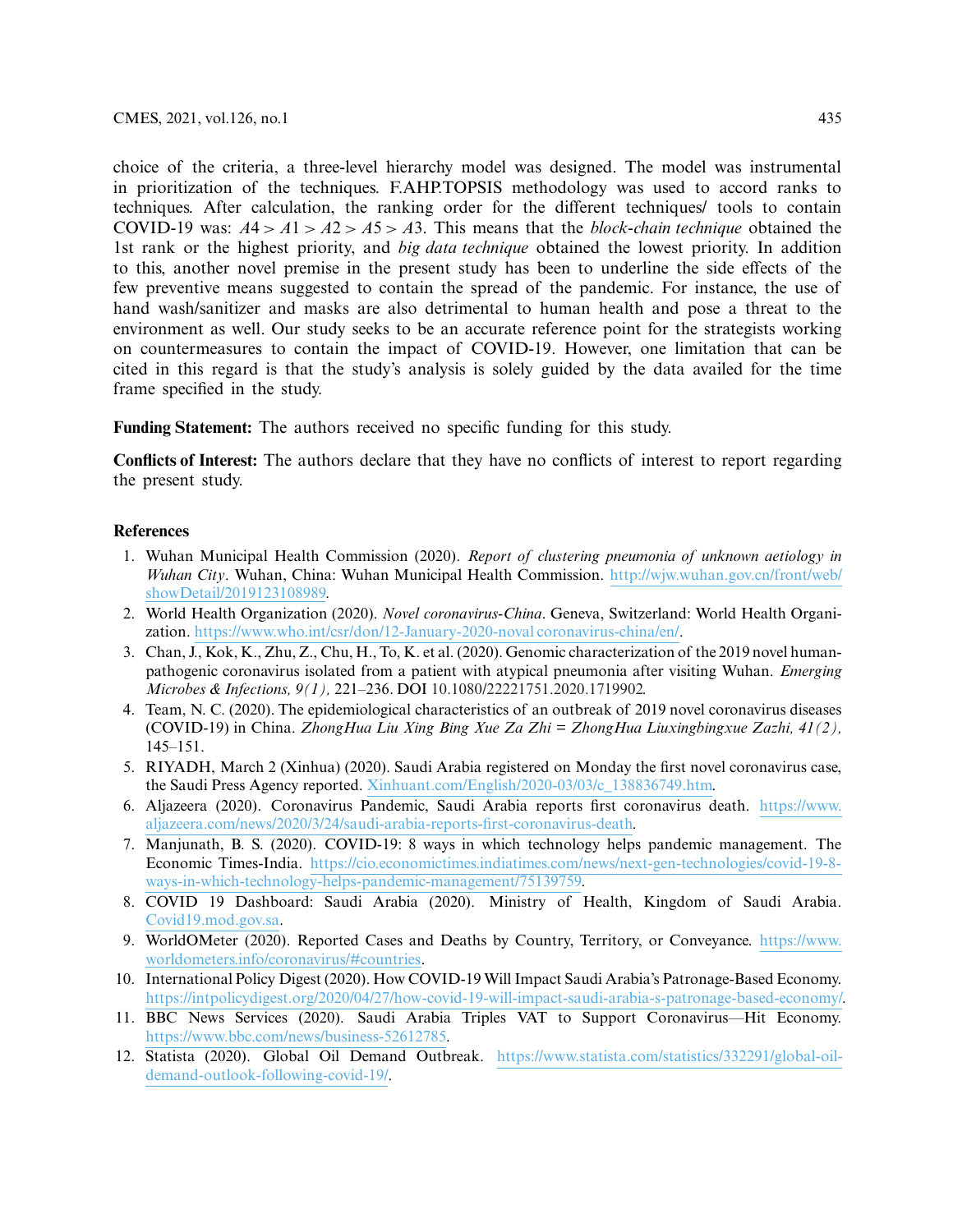choice of the criteria, a three-level hierarchy model was designed. The model was instrumental in prioritization of the techniques. F.AHP.TOPSIS methodology was used to accord ranks to techniques. After calculation, the ranking order for the different techniques/ tools to contain COVID-19 was: $A4 > A1 > A2 > A5 > A3$. This means that the *block-chain technique* obtained the 1st rank or the highest priority, and *big data technique* obtained the lowest priority. In addition to this, another novel premise in the present study has been to underline the side effects of the few preventive means suggested to contain the spread of the pandemic. For instance, the use of hand wash/sanitizer and masks are also detrimental to human health and pose a threat to the environment as well. Our study seeks to be an accurate reference point for the strategists working on countermeasures to contain the impact of COVID-19. However, one limitation that can be cited in this regard is that the study's analysis is solely guided by the data availed for the time frame specified in the study.

**Funding Statement:** The authors received no specific funding for this study.

**Conflicts of Interest:** The authors declare that they have no conflicts of interest to report regarding the present study.

## References

1. Wuhan Municipal Health Commission (2020). *Report of clustering pneumonia of unknown aetiology in Wuhan City*. Wuhan, China: Wuhan Municipal Health Commission. http://wjw.wuhan.gov.cn/front/web/showDetail/2019123108989.
2. World Health Organization (2020). *Novel coronavirus-China*. Geneva, Switzerland: World Health Organization. https://www.who.int/csr/don/12-January-2020-noval coronavirus-china/en/.
3. Chan, J., Kok, K., Zhu, Z., Chu, H., To, K. et al. (2020). Genomic characterization of the 2019 novel human-pathogenic coronavirus isolated from a patient with atypical pneumonia after visiting Wuhan. *Emerging Microbes & Infections, 9(1),* 221–236. DOI 10.1080/22221751.2020.1719902.
4. Team, N. C. (2020). The epidemiological characteristics of an outbreak of 2019 novel coronavirus diseases (COVID-19) in China. *ZhongHua Liu Xing Bing Xue Za Zhi = ZhongHua Liuxingbingxue Zazhi, 41(2),* 145–151.
5. RIYADH, March 2 (Xinhua) (2020). Saudi Arabia registered on Monday the first novel coronavirus case, the Saudi Press Agency reported. Xinhuant.com/English/2020-03/03/c_138836749.htm.
6. Aljazeera (2020). Coronavirus Pandemic, Saudi Arabia reports first coronavirus death. https://www.aljazeera.com/news/2020/3/24/saudi-arabia-reports-first-coronavirus-death.
7. Manjunath, B. S. (2020). COVID-19: 8 ways in which technology helps pandemic management. The Economic Times-India. https://cio.economictimes.indiatimes.com/news/next-gen-technologies/covid-19-8-ways-in-which-technology-helps-pandemic-management/75139759.
8. COVID 19 Dashboard: Saudi Arabia (2020). Ministry of Health, Kingdom of Saudi Arabia. Covid19.mod.gov.sa.
9. WorldOMeter (2020). Reported Cases and Deaths by Country, Territory, or Conveyance. https://www.worldometers.info/coronavirus/#countries.
10. International Policy Digest (2020). How COVID-19 Will Impact Saudi Arabia's Patronage-Based Economy. https://intpolicydigest.org/2020/04/27/how-covid-19-will-impact-saudi-arabia-s-patronage-based-economy/.
11. BBC News Services (2020). Saudi Arabia Triples VAT to Support Coronavirus—Hit Economy. https://www.bbc.com/news/business-52612785.
12. Statista (2020). Global Oil Demand Outbreak. https://www.statista.com/statistics/332291/global-oil-demand-outlook-following-covid-19/.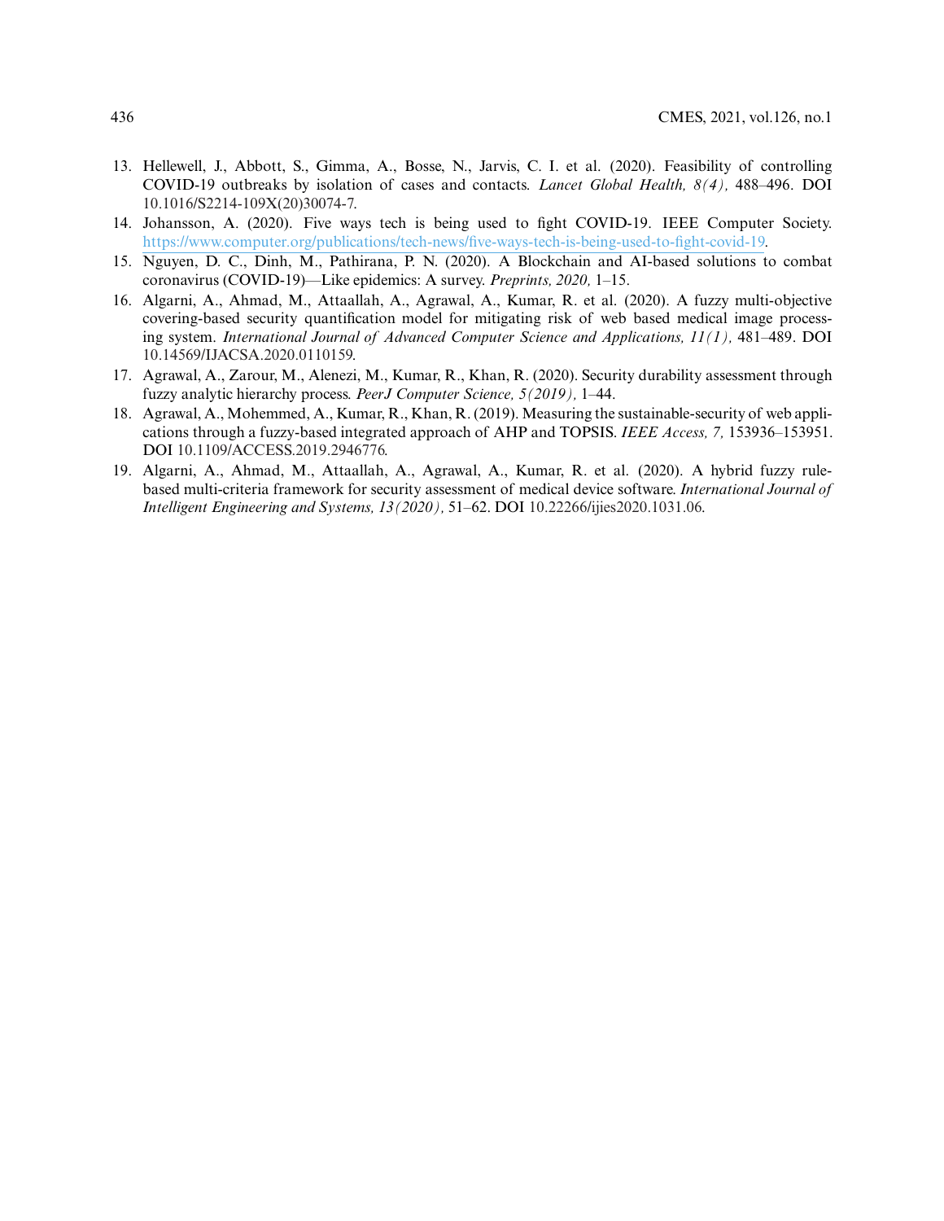13. Hellewell, J., Abbott, S., Gimma, A., Bosse, N., Jarvis, C. I. et al. (2020). Feasibility of controlling COVID-19 outbreaks by isolation of cases and contacts. *Lancet Global Health, 8(4),* 488–496. DOI 10.1016/S2214-109X(20)30074-7.
14. Johansson, A. (2020). Five ways tech is being used to fight COVID-19. IEEE Computer Society. https://www.computer.org/publications/tech-news/five-ways-tech-is-being-used-to-fight-covid-19.
15. Nguyen, D. C., Dinh, M., Pathirana, P. N. (2020). A Blockchain and AI-based solutions to combat coronavirus (COVID-19)—Like epidemics: A survey. *Preprints, 2020,* 1–15.
16. Algarni, A., Ahmad, M., Attaallah, A., Agrawal, A., Kumar, R. et al. (2020). A fuzzy multi-objective covering-based security quantification model for mitigating risk of web based medical image processing system. *International Journal of Advanced Computer Science and Applications, 11(1),* 481–489. DOI 10.14569/IJACSA.2020.0110159.
17. Agrawal, A., Zarour, M., Alenezi, M., Kumar, R., Khan, R. (2020). Security durability assessment through fuzzy analytic hierarchy process. *PeerJ Computer Science, 5(2019),* 1–44.
18. Agrawal, A., Mohemmed, A., Kumar, R., Khan, R. (2019). Measuring the sustainable-security of web applications through a fuzzy-based integrated approach of AHP and TOPSIS. *IEEE Access, 7,* 153936–153951. DOI 10.1109/ACCESS.2019.2946776.
19. Algarni, A., Ahmad, M., Attaallah, A., Agrawal, A., Kumar, R. et al. (2020). A hybrid fuzzy rule-based multi-criteria framework for security assessment of medical device software. *International Journal of Intelligent Engineering and Systems, 13(2020),* 51–62. DOI 10.22266/ijies2020.1031.06.